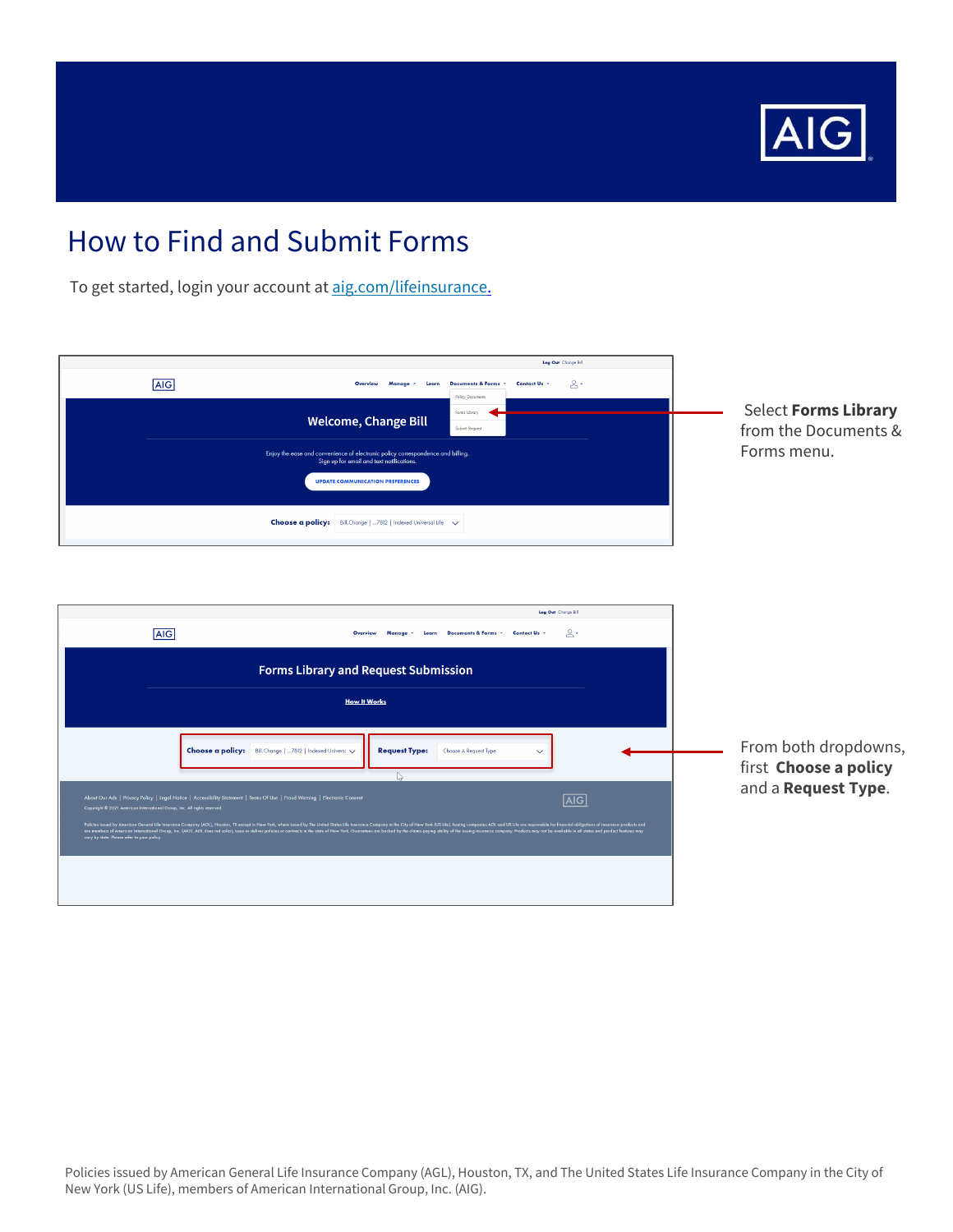# How to Find and Submit Forms

To get started, login your account at [aig.com/lifeinsurance.](aig.com/lifeinsurance)

Select **Forms Library** from the Documents & Forms menu.

From both dropdowns, first **Choose a policy** and a **Request Type**.

Policies issued by American General Life Insurance Company (AGL), Houston, TX, and The United States Life Insurance Company in the City of New York (US Life), members of American International Group, Inc. (AIG).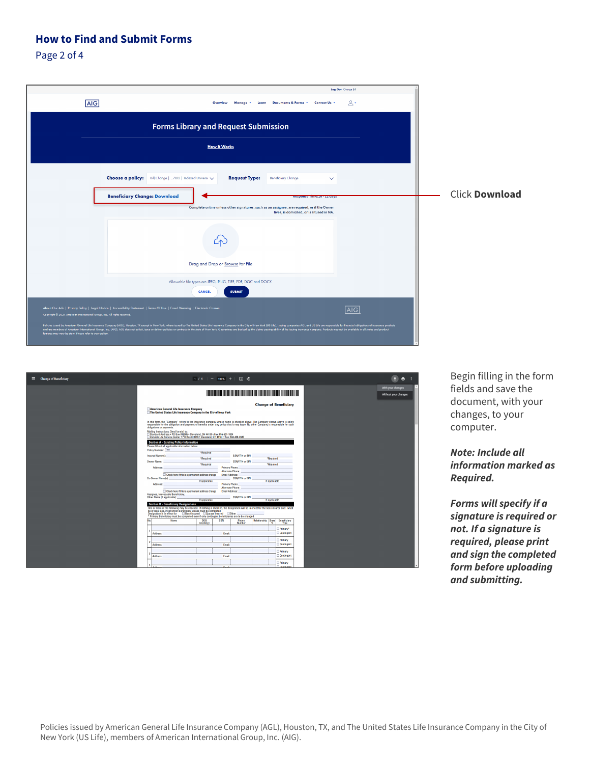## How to Find and Submit Forms

Click **Download**

Begin filling in the form fields and save the document, with your changes, to your computer.

***Note: Include all information marked as Required.***

***Forms will specify if a signature is required or not. If a signature is required, please print and sign the completed form before uploading and submitting.***

Policies issued by American General Life Insurance Company (AGL), Houston, TX, and The United States Life Insurance Company in the City of New York (US Life), members of American International Group, Inc. (AIG).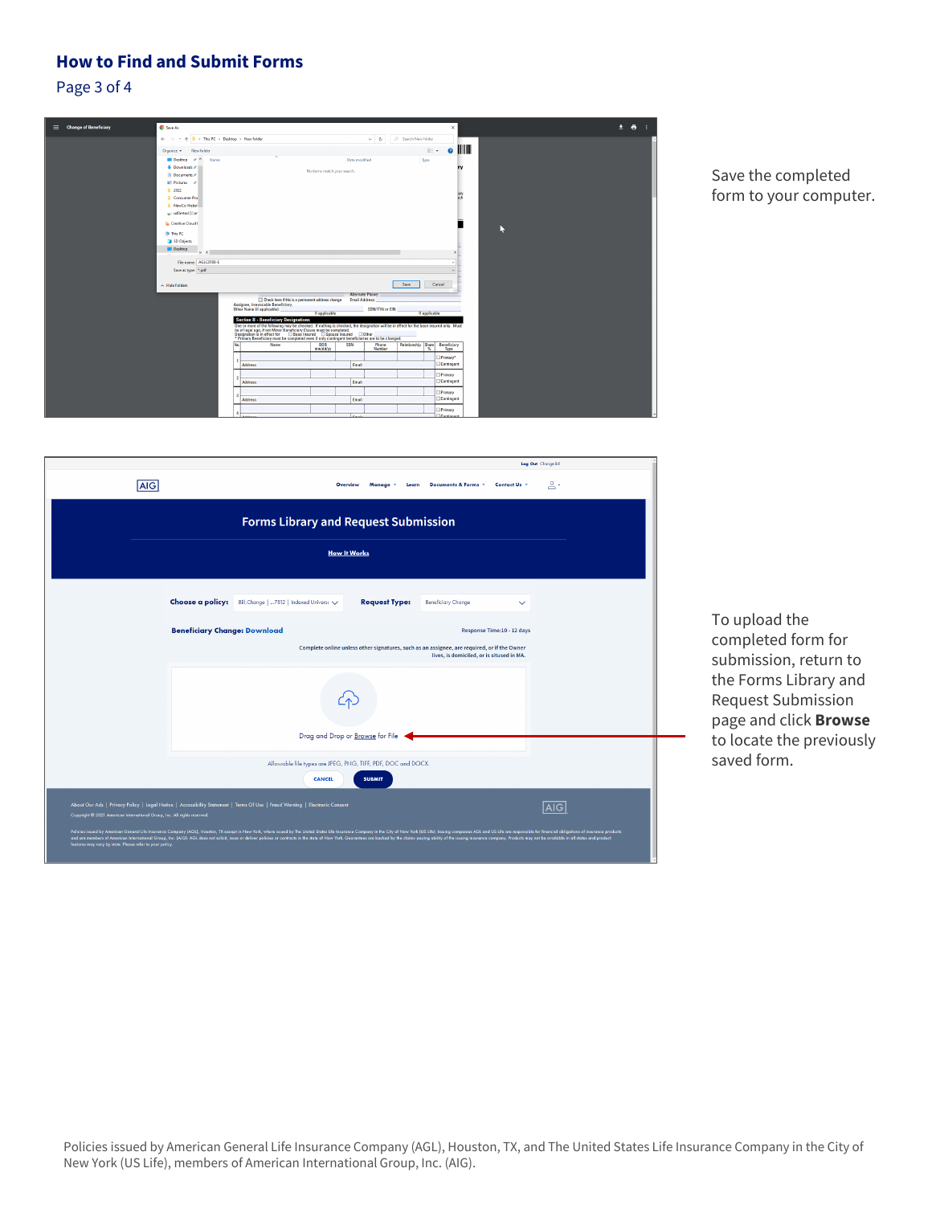## How to Find and Submit Forms

Save the completed form to your computer.

To upload the completed form for submission, return to the Forms Library and Request Submission page and click **Browse** to locate the previously saved form.

Policies issued by American General Life Insurance Company (AGL), Houston, TX, and The United States Life Insurance Company in the City of New York (US Life), members of American International Group, Inc. (AIG).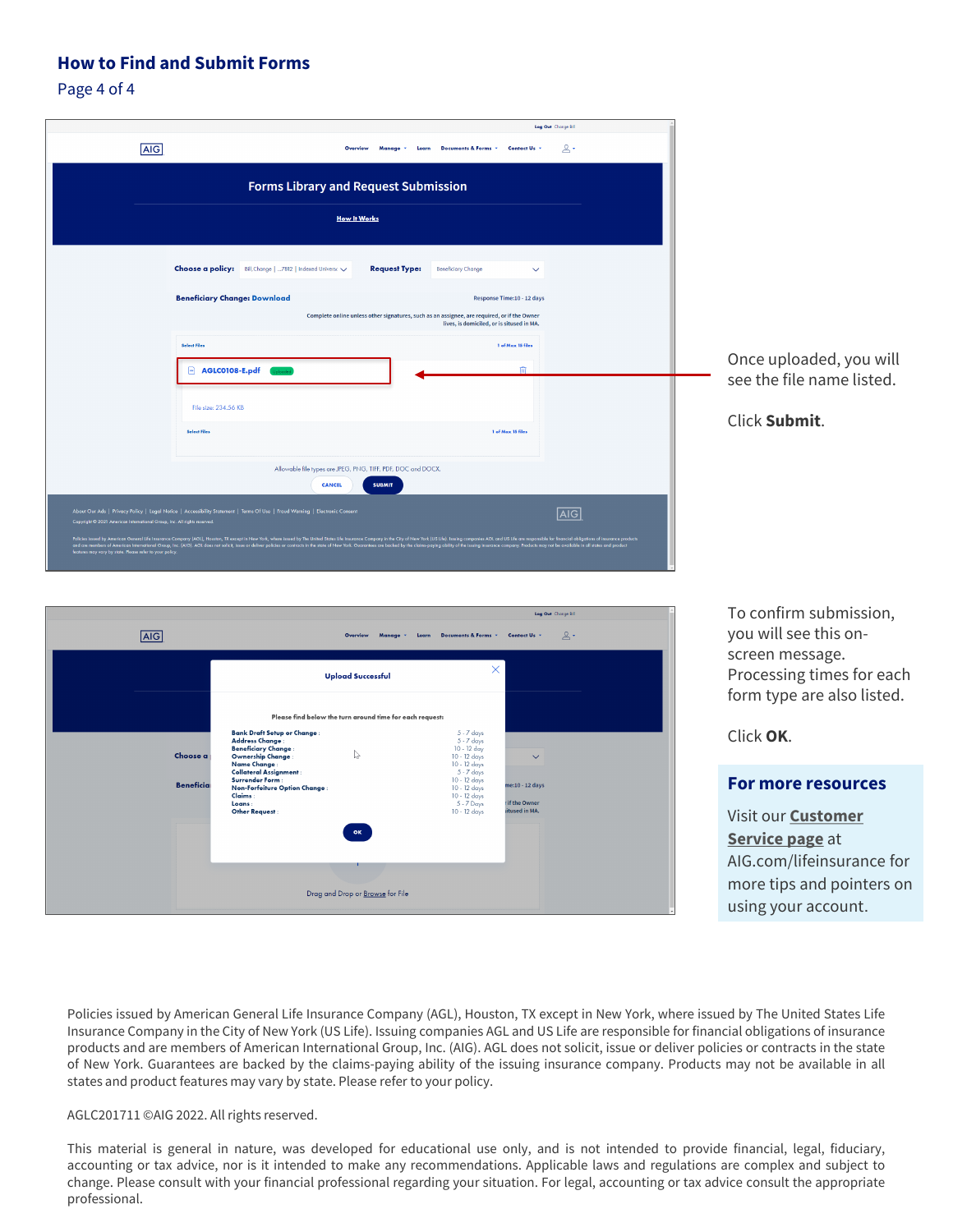## How to Find and Submit Forms

Once uploaded, you will see the file name listed.

Click **Submit**.

To confirm submission, you will see this on-screen message. Processing times for each form type are also listed.

Click **OK**.

### For more resources

Visit our **Customer Service page** at AIG.com/lifeinsurance for more tips and pointers on using your account.

Policies issued by American General Life Insurance Company (AGL), Houston, TX except in New York, where issued by The United States Life Insurance Company in the City of New York (US Life). Issuing companies AGL and US Life are responsible for financial obligations of insurance products and are members of American International Group, Inc. (AIG). AGL does not solicit, issue or deliver policies or contracts in the state of New York. Guarantees are backed by the claims-paying ability of the issuing insurance company. Products may not be available in all states and product features may vary by state. Please refer to your policy.

AGLC201711 ©AIG 2022. All rights reserved.

This material is general in nature, was developed for educational use only, and is not intended to provide financial, legal, fiduciary, accounting or tax advice, nor is it intended to make any recommendations. Applicable laws and regulations are complex and subject to change. Please consult with your financial professional regarding your situation. For legal, accounting or tax advice consult the appropriate professional.